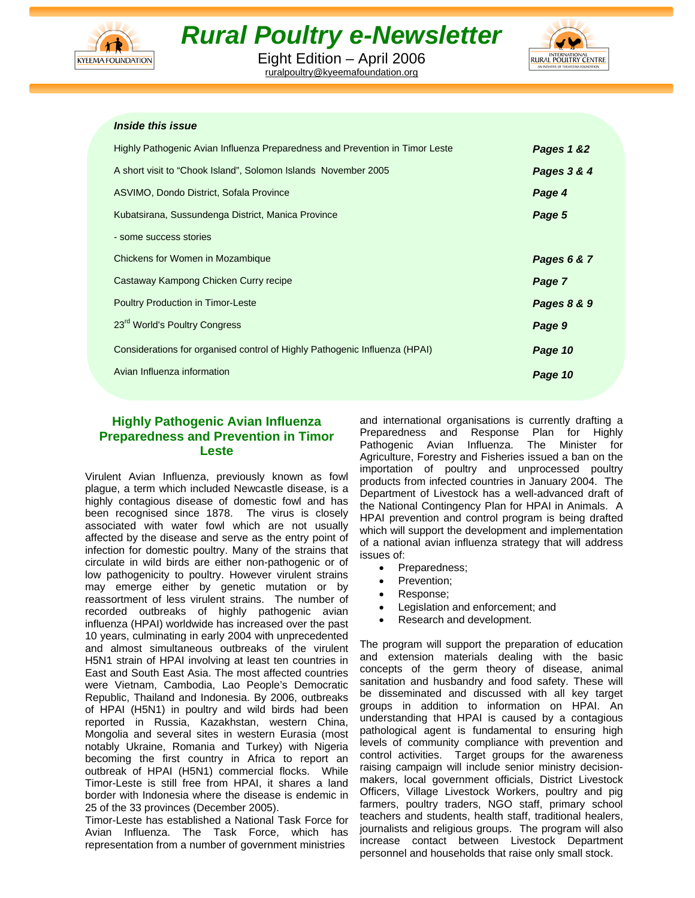# Rural Poultry e-Newsletter

Eight Edition – April 2006

ruralpoultry@kyeemafoundation.org

***Inside this issue***

| | |
|---|---|
| Highly Pathogenic Avian Influenza Preparedness and Prevention in Timor Leste | ***Pages 1 &2*** |
| A short visit to "Chook Island", Solomon Islands November 2005 | ***Pages 3 & 4*** |
| ASVIMO, Dondo District, Sofala Province | ***Page 4*** |
| Kubatsirana, Sussundenga District, Manica Province - some success stories | ***Page 5*** |
| Chickens for Women in Mozambique | ***Pages 6 & 7*** |
| Castaway Kampong Chicken Curry recipe | ***Page 7*** |
| Poultry Production in Timor-Leste | ***Pages 8 & 9*** |
| 23rd World's Poultry Congress | ***Page 9*** |
| Considerations for organised control of Highly Pathogenic Influenza (HPAI) | ***Page 10*** |
| Avian Influenza information | ***Page 10*** |

## Highly Pathogenic Avian Influenza Preparedness and Prevention in Timor Leste

Virulent Avian Influenza, previously known as fowl plague, a term which included Newcastle disease, is a highly contagious disease of domestic fowl and has been recognised since 1878. The virus is closely associated with water fowl which are not usually affected by the disease and serve as the entry point of infection for domestic poultry. Many of the strains that circulate in wild birds are either non-pathogenic or of low pathogenicity to poultry. However virulent strains may emerge either by genetic mutation or by reassortment of less virulent strains. The number of recorded outbreaks of highly pathogenic avian influenza (HPAI) worldwide has increased over the past 10 years, culminating in early 2004 with unprecedented and almost simultaneous outbreaks of the virulent H5N1 strain of HPAI involving at least ten countries in East and South East Asia. The most affected countries were Vietnam, Cambodia, Lao People's Democratic Republic, Thailand and Indonesia. By 2006, outbreaks of HPAI (H5N1) in poultry and wild birds had been reported in Russia, Kazakhstan, western China, Mongolia and several sites in western Eurasia (most notably Ukraine, Romania and Turkey) with Nigeria becoming the first country in Africa to report an outbreak of HPAI (H5N1) commercial flocks. While Timor-Leste is still free from HPAI, it shares a land border with Indonesia where the disease is endemic in 25 of the 33 provinces (December 2005).

Timor-Leste has established a National Task Force for Avian Influenza. The Task Force, which has representation from a number of government ministries and international organisations is currently drafting a Preparedness and Response Plan for Highly Pathogenic Avian Influenza. The Minister for Agriculture, Forestry and Fisheries issued a ban on the importation of poultry and unprocessed poultry products from infected countries in January 2004. The Department of Livestock has a well-advanced draft of the National Contingency Plan for HPAI in Animals. A HPAI prevention and control program is being drafted which will support the development and implementation of a national avian influenza strategy that will address issues of:

- Preparedness;
- Prevention;
- Response;
- Legislation and enforcement; and
- Research and development.

The program will support the preparation of education and extension materials dealing with the basic concepts of the germ theory of disease, animal sanitation and husbandry and food safety. These will be disseminated and discussed with all key target groups in addition to information on HPAI. An understanding that HPAI is caused by a contagious pathological agent is fundamental to ensuring high levels of community compliance with prevention and control activities. Target groups for the awareness raising campaign will include senior ministry decision-makers, local government officials, District Livestock Officers, Village Livestock Workers, poultry and pig farmers, poultry traders, NGO staff, primary school teachers and students, health staff, traditional healers, journalists and religious groups. The program will also increase contact between Livestock Department personnel and households that raise only small stock.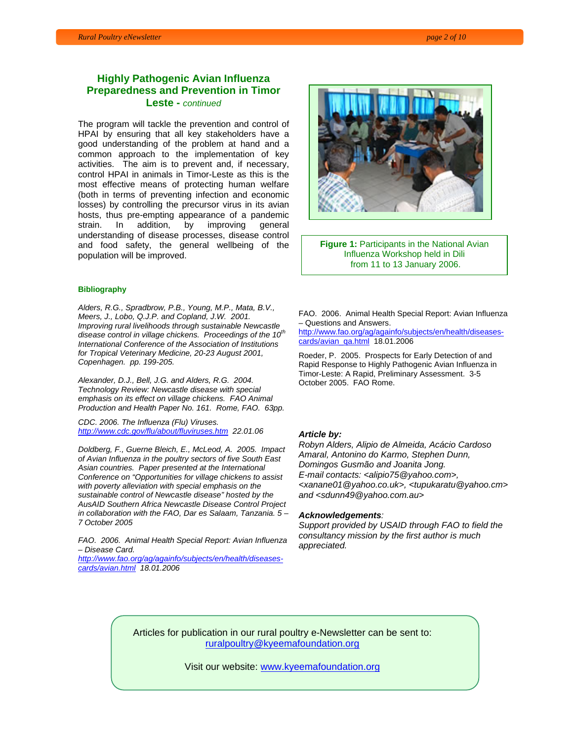## Highly Pathogenic Avian Influenza Preparedness and Prevention in Timor Leste - *continued*

The program will tackle the prevention and control of HPAI by ensuring that all key stakeholders have a good understanding of the problem at hand and a common approach to the implementation of key activities. The aim is to prevent and, if necessary, control HPAI in animals in Timor-Leste as this is the most effective means of protecting human welfare (both in terms of preventing infection and economic losses) by controlling the precursor virus in its avian hosts, thus pre-empting appearance of a pandemic strain. In addition, by improving general understanding of disease processes, disease control and food safety, the general wellbeing of the population will be improved.

**Figure 1:** Participants in the National Avian Influenza Workshop held in Dili from 11 to 13 January 2006.

### Bibliography

*Alders, R.G., Spradbrow, P.B., Young, M.P., Mata, B.V., Meers, J., Lobo, Q.J.P. and Copland, J.W. 2001. Improving rural livelihoods through sustainable Newcastle disease control in village chickens. Proceedings of the 10th International Conference of the Association of Institutions for Tropical Veterinary Medicine, 20-23 August 2001, Copenhagen. pp. 199-205.*

*Alexander, D.J., Bell, J.G. and Alders, R.G. 2004. Technology Review: Newcastle disease with special emphasis on its effect on village chickens. FAO Animal Production and Health Paper No. 161. Rome, FAO. 63pp.*

*CDC. 2006. The Influenza (Flu) Viruses. http://www.cdc.gov/flu/about/fluviruses.htm 22.01.06*

*Doldberg, F., Guerne Bleich, E., McLeod, A. 2005. Impact of Avian Influenza in the poultry sectors of five South East Asian countries. Paper presented at the International Conference on "Opportunities for village chickens to assist with poverty alleviation with special emphasis on the sustainable control of Newcastle disease" hosted by the AusAID Southern Africa Newcastle Disease Control Project in collaboration with the FAO, Dar es Salaam, Tanzania. 5 – 7 October 2005*

*FAO. 2006. Animal Health Special Report: Avian Influenza – Disease Card. http://www.fao.org/ag/againfo/subjects/en/health/diseases-cards/avian.html 18.01.2006*

FAO. 2006. Animal Health Special Report: Avian Influenza – Questions and Answers. http://www.fao.org/ag/againfo/subjects/en/health/diseases-cards/avian_qa.html 18.01.2006

Roeder, P. 2005. Prospects for Early Detection of and Rapid Response to Highly Pathogenic Avian Influenza in Timor-Leste: A Rapid, Preliminary Assessment. 3-5 October 2005. FAO Rome.

***Article by:***
*Robyn Alders, Alipio de Almeida, Acácio Cardoso Amaral, Antonino do Karmo, Stephen Dunn, Domingos Gusmão and Joanita Jong.*
*E-mail contacts: <alipio75@yahoo.com>, <xanane01@yahoo.co.uk>, <tupukaratu@yahoo.cm> and <sdunn49@yahoo.com.au>*

***Acknowledgements****:*
*Support provided by USAID through FAO to field the consultancy mission by the first author is much appreciated.*

Articles for publication in our rural poultry e-Newsletter can be sent to: ruralpoultry@kyeemafoundation.org

Visit our website: www.kyeemafoundation.org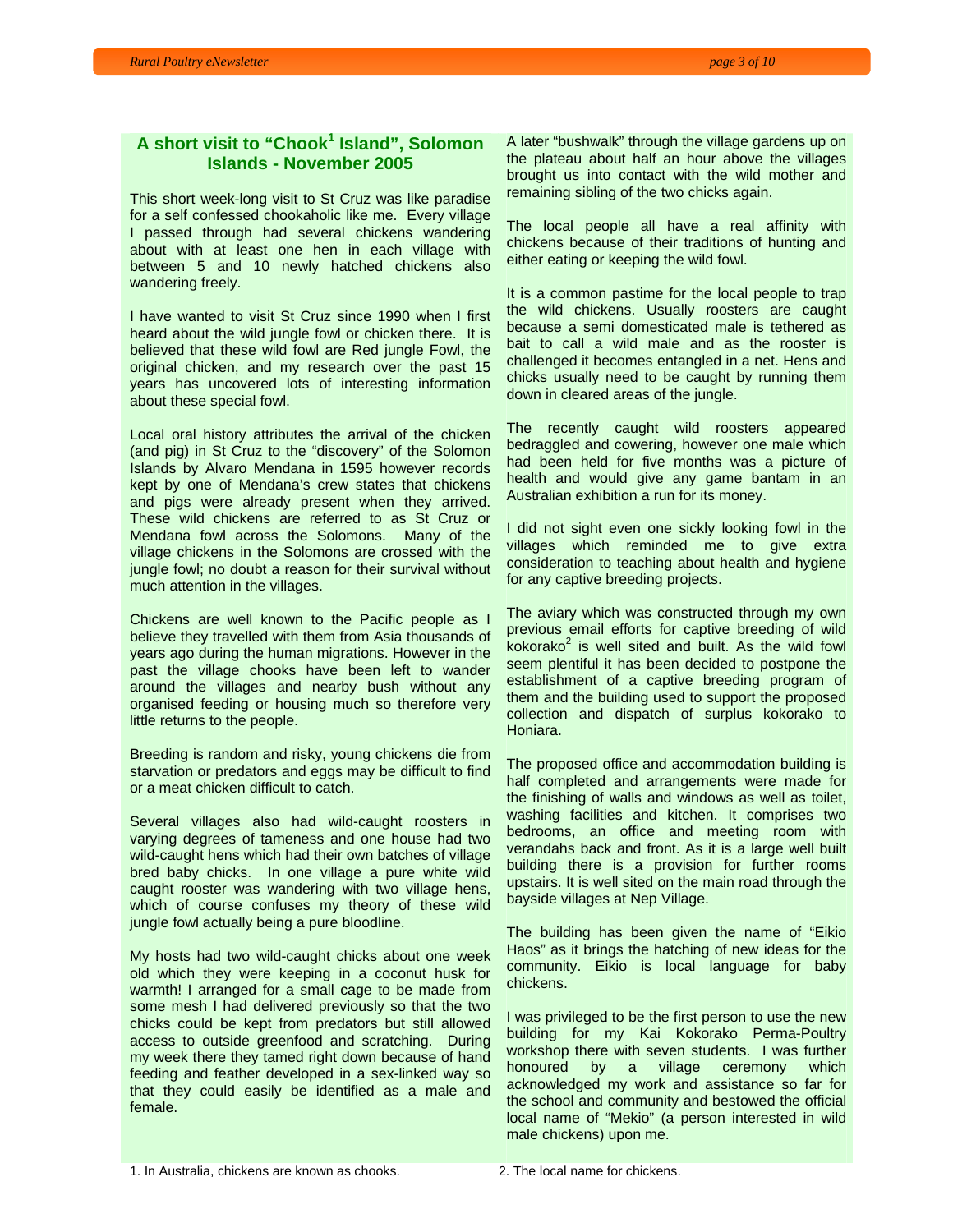## A short visit to "Chook[1] Island", Solomon Islands - November 2005

This short week-long visit to St Cruz was like paradise for a self confessed chookaholic like me. Every village I passed through had several chickens wandering about with at least one hen in each village with between 5 and 10 newly hatched chickens also wandering freely.

I have wanted to visit St Cruz since 1990 when I first heard about the wild jungle fowl or chicken there. It is believed that these wild fowl are Red jungle Fowl, the original chicken, and my research over the past 15 years has uncovered lots of interesting information about these special fowl.

Local oral history attributes the arrival of the chicken (and pig) in St Cruz to the "discovery" of the Solomon Islands by Alvaro Mendana in 1595 however records kept by one of Mendana's crew states that chickens and pigs were already present when they arrived. These wild chickens are referred to as St Cruz or Mendana fowl across the Solomons. Many of the village chickens in the Solomons are crossed with the jungle fowl; no doubt a reason for their survival without much attention in the villages.

Chickens are well known to the Pacific people as I believe they travelled with them from Asia thousands of years ago during the human migrations. However in the past the village chooks have been left to wander around the villages and nearby bush without any organised feeding or housing much so therefore very little returns to the people.

Breeding is random and risky, young chickens die from starvation or predators and eggs may be difficult to find or a meat chicken difficult to catch.

Several villages also had wild-caught roosters in varying degrees of tameness and one house had two wild-caught hens which had their own batches of village bred baby chicks. In one village a pure white wild caught rooster was wandering with two village hens, which of course confuses my theory of these wild jungle fowl actually being a pure bloodline.

My hosts had two wild-caught chicks about one week old which they were keeping in a coconut husk for warmth! I arranged for a small cage to be made from some mesh I had delivered previously so that the two chicks could be kept from predators but still allowed access to outside greenfood and scratching. During my week there they tamed right down because of hand feeding and feather developed in a sex-linked way so that they could easily be identified as a male and female.

A later "bushwalk" through the village gardens up on the plateau about half an hour above the villages brought us into contact with the wild mother and remaining sibling of the two chicks again.

The local people all have a real affinity with chickens because of their traditions of hunting and either eating or keeping the wild fowl.

It is a common pastime for the local people to trap the wild chickens. Usually roosters are caught because a semi domesticated male is tethered as bait to call a wild male and as the rooster is challenged it becomes entangled in a net. Hens and chicks usually need to be caught by running them down in cleared areas of the jungle.

The recently caught wild roosters appeared bedraggled and cowering, however one male which had been held for five months was a picture of health and would give any game bantam in an Australian exhibition a run for its money.

I did not sight even one sickly looking fowl in the villages which reminded me to give extra consideration to teaching about health and hygiene for any captive breeding projects.

The aviary which was constructed through my own previous email efforts for captive breeding of wild kokorako[2] is well sited and built. As the wild fowl seem plentiful it has been decided to postpone the establishment of a captive breeding program of them and the building used to support the proposed collection and dispatch of surplus kokorako to Honiara.

The proposed office and accommodation building is half completed and arrangements were made for the finishing of walls and windows as well as toilet, washing facilities and kitchen. It comprises two bedrooms, an office and meeting room with verandahs back and front. As it is a large well built building there is a provision for further rooms upstairs. It is well sited on the main road through the bayside villages at Nep Village.

The building has been given the name of "Eikio Haos" as it brings the hatching of new ideas for the community. Eikio is local language for baby chickens.

I was privileged to be the first person to use the new building for my Kai Kokorako Perma-Poultry workshop there with seven students. I was further honoured by a village ceremony which acknowledged my work and assistance so far for the school and community and bestowed the official local name of "Mekio" (a person interested in wild male chickens) upon me.

1. In Australia, chickens are known as chooks.

2. The local name for chickens.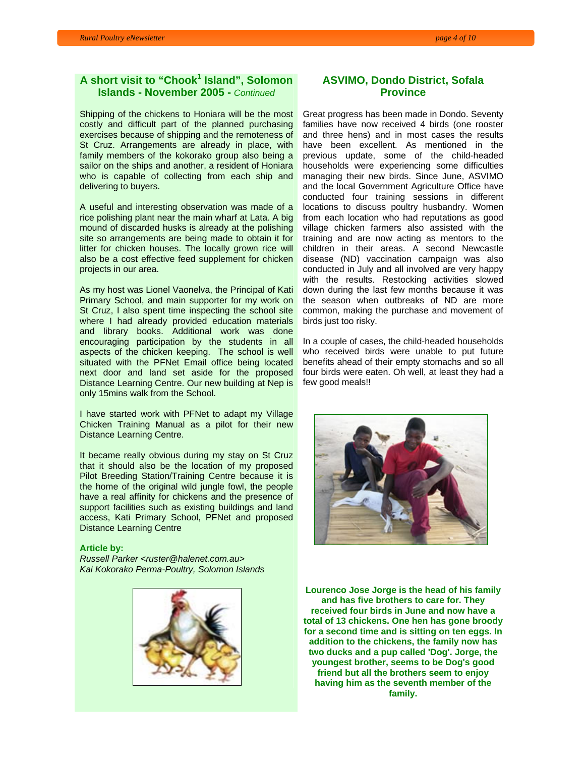## A short visit to "Chook[1] Island", Solomon Islands - November 2005 - *Continued*

Shipping of the chickens to Honiara will be the most costly and difficult part of the planned purchasing exercises because of shipping and the remoteness of St Cruz. Arrangements are already in place, with family members of the kokorako group also being a sailor on the ships and another, a resident of Honiara who is capable of collecting from each ship and delivering to buyers.

A useful and interesting observation was made of a rice polishing plant near the main wharf at Lata. A big mound of discarded husks is already at the polishing site so arrangements are being made to obtain it for litter for chicken houses. The locally grown rice will also be a cost effective feed supplement for chicken projects in our area.

As my host was Lionel Vaonelva, the Principal of Kati Primary School, and main supporter for my work on St Cruz, I also spent time inspecting the school site where I had already provided education materials and library books. Additional work was done encouraging participation by the students in all aspects of the chicken keeping. The school is well situated with the PFNet Email office being located next door and land set aside for the proposed Distance Learning Centre. Our new building at Nep is only 15mins walk from the School.

I have started work with PFNet to adapt my Village Chicken Training Manual as a pilot for their new Distance Learning Centre.

It became really obvious during my stay on St Cruz that it should also be the location of my proposed Pilot Breeding Station/Training Centre because it is the home of the original wild jungle fowl, the people have a real affinity for chickens and the presence of support facilities such as existing buildings and land access, Kati Primary School, PFNet and proposed Distance Learning Centre

**Article by:**
*Russell Parker <ruster@halenet.com.au>*
*Kai Kokorako Perma-Poultry, Solomon Islands*

## ASVIMO, Dondo District, Sofala Province

Great progress has been made in Dondo. Seventy families have now received 4 birds (one rooster and three hens) and in most cases the results have been excellent. As mentioned in the previous update, some of the child-headed households were experiencing some difficulties managing their new birds. Since June, ASVIMO and the local Government Agriculture Office have conducted four training sessions in different locations to discuss poultry husbandry. Women from each location who had reputations as good village chicken farmers also assisted with the training and are now acting as mentors to the children in their areas. A second Newcastle disease (ND) vaccination campaign was also conducted in July and all involved are very happy with the results. Restocking activities slowed down during the last few months because it was the season when outbreaks of ND are more common, making the purchase and movement of birds just too risky.

In a couple of cases, the child-headed households who received birds were unable to put future benefits ahead of their empty stomachs and so all four birds were eaten. Oh well, at least they had a few good meals!!

**Lourenco Jose Jorge is the head of his family and has five brothers to care for. They received four birds in June and now have a total of 13 chickens. One hen has gone broody for a second time and is sitting on ten eggs. In addition to the chickens, the family now has two ducks and a pup called 'Dog'. Jorge, the youngest brother, seems to be Dog's good friend but all the brothers seem to enjoy having him as the seventh member of the family.**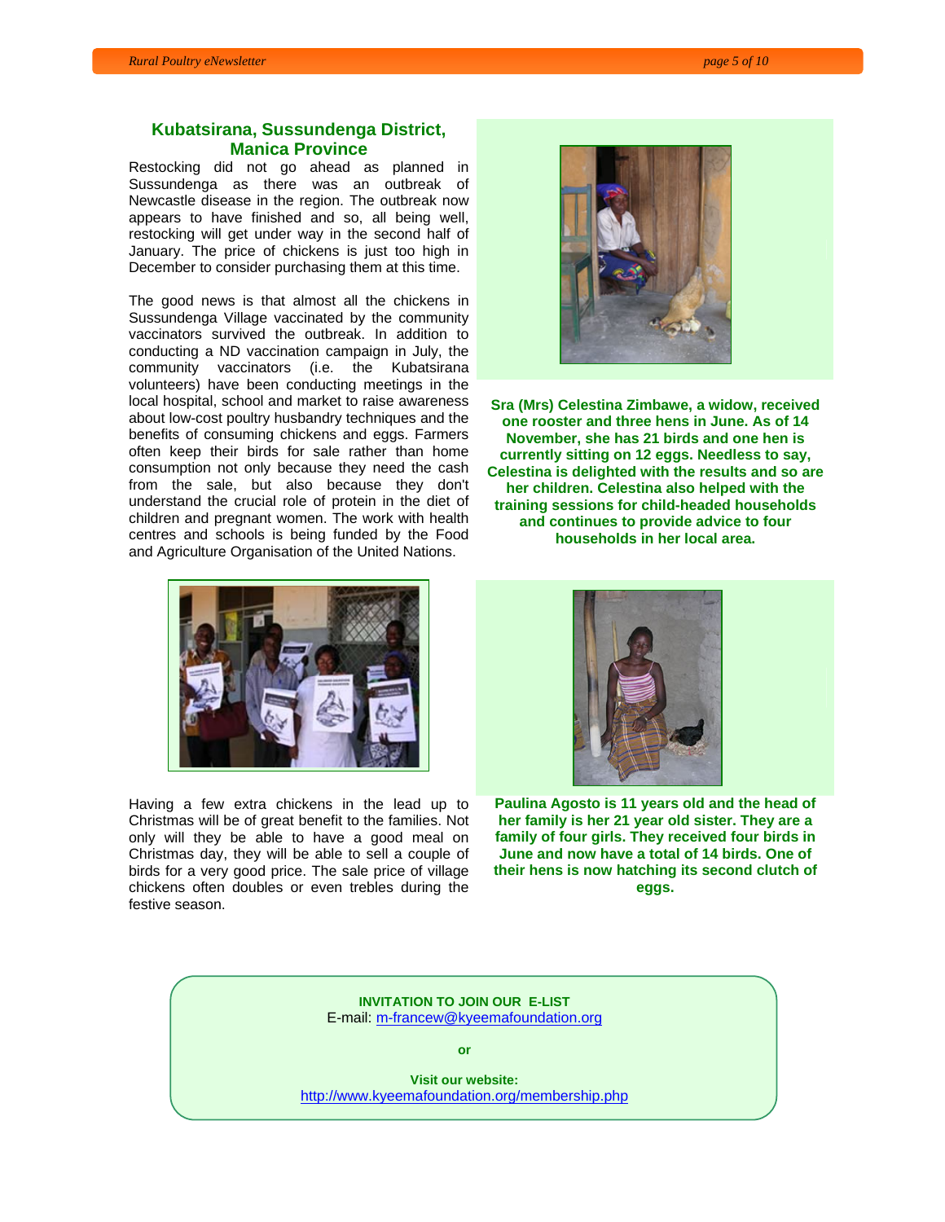## Kubatsirana, Sussundenga District, Manica Province

Restocking did not go ahead as planned in Sussundenga as there was an outbreak of Newcastle disease in the region. The outbreak now appears to have finished and so, all being well, restocking will get under way in the second half of January. The price of chickens is just too high in December to consider purchasing them at this time.

The good news is that almost all the chickens in Sussundenga Village vaccinated by the community vaccinators survived the outbreak. In addition to conducting a ND vaccination campaign in July, the community vaccinators (i.e. the Kubatsirana volunteers) have been conducting meetings in the local hospital, school and market to raise awareness about low-cost poultry husbandry techniques and the benefits of consuming chickens and eggs. Farmers often keep their birds for sale rather than home consumption not only because they need the cash from the sale, but also because they don't understand the crucial role of protein in the diet of children and pregnant women. The work with health centres and schools is being funded by the Food and Agriculture Organisation of the United Nations.

**Sra (Mrs) Celestina Zimbawe, a widow, received one rooster and three hens in June. As of 14 November, she has 21 birds and one hen is currently sitting on 12 eggs. Needless to say, Celestina is delighted with the results and so are her children. Celestina also helped with the training sessions for child-headed households and continues to provide advice to four households in her local area.**

Having a few extra chickens in the lead up to Christmas will be of great benefit to the families. Not only will they be able to have a good meal on Christmas day, they will be able to sell a couple of birds for a very good price. The sale price of village chickens often doubles or even trebles during the festive season.

**Paulina Agosto is 11 years old and the head of her family is her 21 year old sister. They are a family of four girls. They received four birds in June and now have a total of 14 birds. One of their hens is now hatching its second clutch of eggs.**

**INVITATION TO JOIN OUR E-LIST**

E-mail: m-francew@kyeemafoundation.org

**or**

**Visit our website:**

http://www.kyeemafoundation.org/membership.php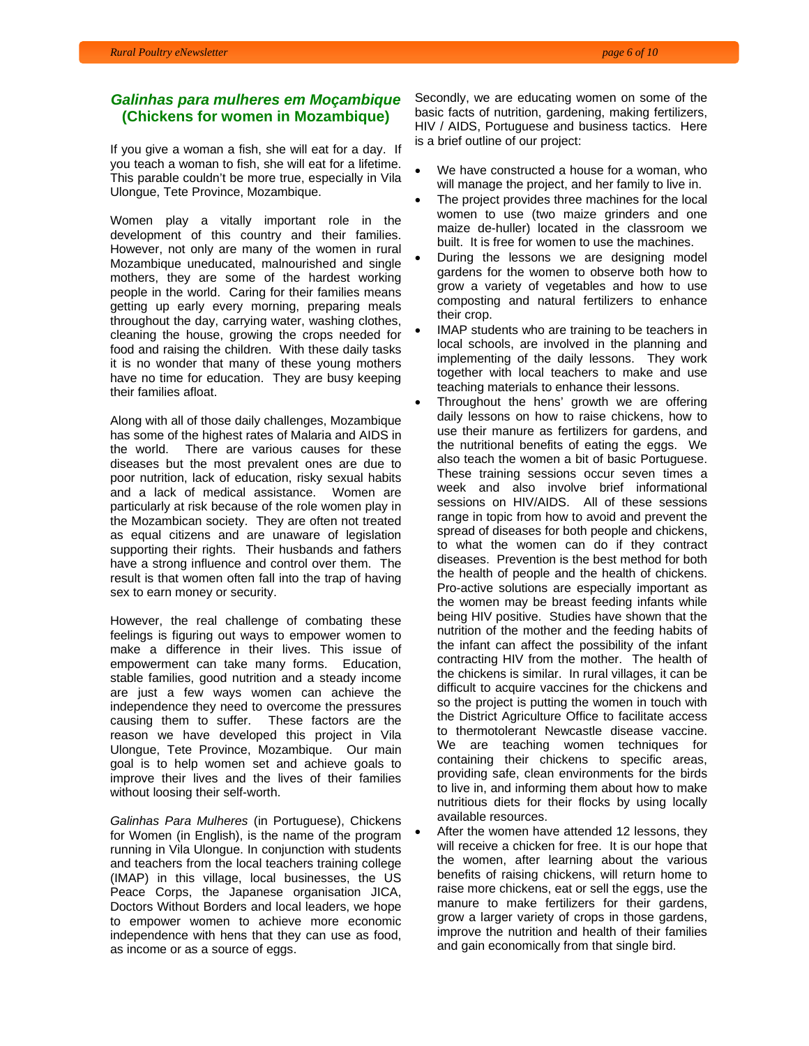## *Galinhas para mulheres em Moçambique* (Chickens for women in Mozambique)

If you give a woman a fish, she will eat for a day. If you teach a woman to fish, she will eat for a lifetime. This parable couldn't be more true, especially in Vila Ulongue, Tete Province, Mozambique.

Women play a vitally important role in the development of this country and their families. However, not only are many of the women in rural Mozambique uneducated, malnourished and single mothers, they are some of the hardest working people in the world. Caring for their families means getting up early every morning, preparing meals throughout the day, carrying water, washing clothes, cleaning the house, growing the crops needed for food and raising the children. With these daily tasks it is no wonder that many of these young mothers have no time for education. They are busy keeping their families afloat.

Along with all of those daily challenges, Mozambique has some of the highest rates of Malaria and AIDS in the world. There are various causes for these diseases but the most prevalent ones are due to poor nutrition, lack of education, risky sexual habits and a lack of medical assistance. Women are particularly at risk because of the role women play in the Mozambican society. They are often not treated as equal citizens and are unaware of legislation supporting their rights. Their husbands and fathers have a strong influence and control over them. The result is that women often fall into the trap of having sex to earn money or security.

However, the real challenge of combating these feelings is figuring out ways to empower women to make a difference in their lives. This issue of empowerment can take many forms. Education, stable families, good nutrition and a steady income are just a few ways women can achieve the independence they need to overcome the pressures causing them to suffer. These factors are the reason we have developed this project in Vila Ulongue, Tete Province, Mozambique. Our main goal is to help women set and achieve goals to improve their lives and the lives of their families without loosing their self-worth.

*Galinhas Para Mulheres* (in Portuguese), Chickens for Women (in English), is the name of the program running in Vila Ulongue. In conjunction with students and teachers from the local teachers training college (IMAP) in this village, local businesses, the US Peace Corps, the Japanese organisation JICA, Doctors Without Borders and local leaders, we hope to empower women to achieve more economic independence with hens that they can use as food, as income or as a source of eggs.

Secondly, we are educating women on some of the basic facts of nutrition, gardening, making fertilizers, HIV / AIDS, Portuguese and business tactics. Here is a brief outline of our project:

- We have constructed a house for a woman, who will manage the project, and her family to live in.
- The project provides three machines for the local women to use (two maize grinders and one maize de-huller) located in the classroom we built. It is free for women to use the machines.
- During the lessons we are designing model gardens for the women to observe both how to grow a variety of vegetables and how to use composting and natural fertilizers to enhance their crop.
- IMAP students who are training to be teachers in local schools, are involved in the planning and implementing of the daily lessons. They work together with local teachers to make and use teaching materials to enhance their lessons.
- Throughout the hens' growth we are offering daily lessons on how to raise chickens, how to use their manure as fertilizers for gardens, and the nutritional benefits of eating the eggs. We also teach the women a bit of basic Portuguese. These training sessions occur seven times a week and also involve brief informational sessions on HIV/AIDS. All of these sessions range in topic from how to avoid and prevent the spread of diseases for both people and chickens, to what the women can do if they contract diseases. Prevention is the best method for both the health of people and the health of chickens. Pro-active solutions are especially important as the women may be breast feeding infants while being HIV positive. Studies have shown that the nutrition of the mother and the feeding habits of the infant can affect the possibility of the infant contracting HIV from the mother. The health of the chickens is similar. In rural villages, it can be difficult to acquire vaccines for the chickens and so the project is putting the women in touch with the District Agriculture Office to facilitate access to thermotolerant Newcastle disease vaccine. We are teaching women techniques for containing their chickens to specific areas, providing safe, clean environments for the birds to live in, and informing them about how to make nutritious diets for their flocks by using locally available resources.
- After the women have attended 12 lessons, they will receive a chicken for free. It is our hope that the women, after learning about the various benefits of raising chickens, will return home to raise more chickens, eat or sell the eggs, use the manure to make fertilizers for their gardens, grow a larger variety of crops in those gardens, improve the nutrition and health of their families and gain economically from that single bird.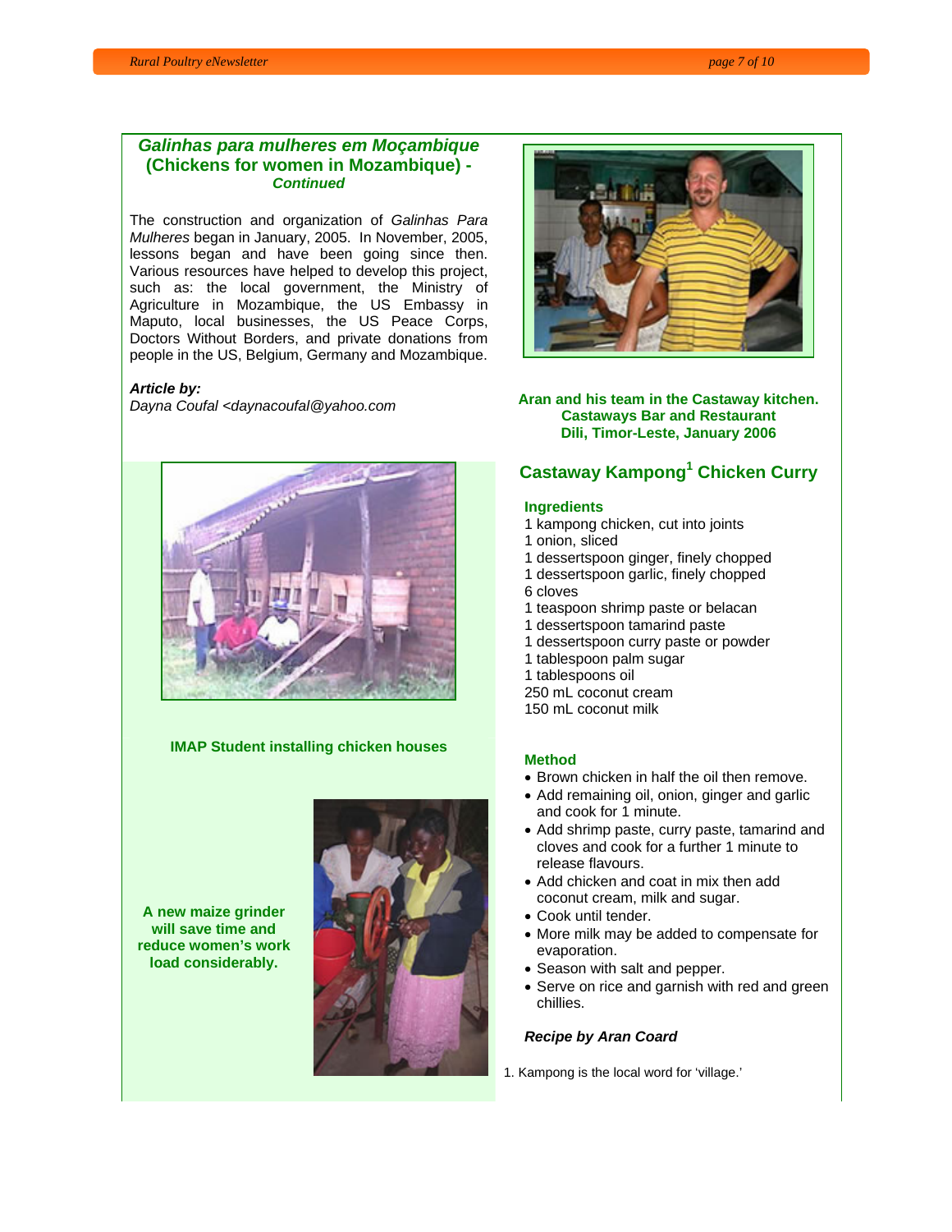## Galinhas para mulheres em Moçambique (Chickens for women in Mozambique) - *Continued*

The construction and organization of *Galinhas Para Mulheres* began in January, 2005. In November, 2005, lessons began and have been going since then. Various resources have helped to develop this project, such as: the local government, the Ministry of Agriculture in Mozambique, the US Embassy in Maputo, local businesses, the US Peace Corps, Doctors Without Borders, and private donations from people in the US, Belgium, Germany and Mozambique.

***Article by:***
*Dayna Coufal <daynacoufal@yahoo.com*

**IMAP Student installing chicken houses**

**A new maize grinder will save time and reduce women's work load considerably.**

**Aran and his team in the Castaway kitchen. Castaways Bar and Restaurant Dili, Timor-Leste, January 2006**

## Castaway Kampong[1] Chicken Curry

### Ingredients

1 kampong chicken, cut into joints
1 onion, sliced
1 dessertspoon ginger, finely chopped
1 dessertspoon garlic, finely chopped
6 cloves
1 teaspoon shrimp paste or belacan
1 dessertspoon tamarind paste
1 dessertspoon curry paste or powder
1 tablespoon palm sugar
1 tablespoons oil
250 mL coconut cream
150 mL coconut milk

### Method

- Brown chicken in half the oil then remove.
- Add remaining oil, onion, ginger and garlic and cook for 1 minute.
- Add shrimp paste, curry paste, tamarind and cloves and cook for a further 1 minute to release flavours.
- Add chicken and coat in mix then add coconut cream, milk and sugar.
- Cook until tender.
- More milk may be added to compensate for evaporation.
- Season with salt and pepper.
- Serve on rice and garnish with red and green chillies.

***Recipe by Aran Coard***

1. Kampong is the local word for 'village.'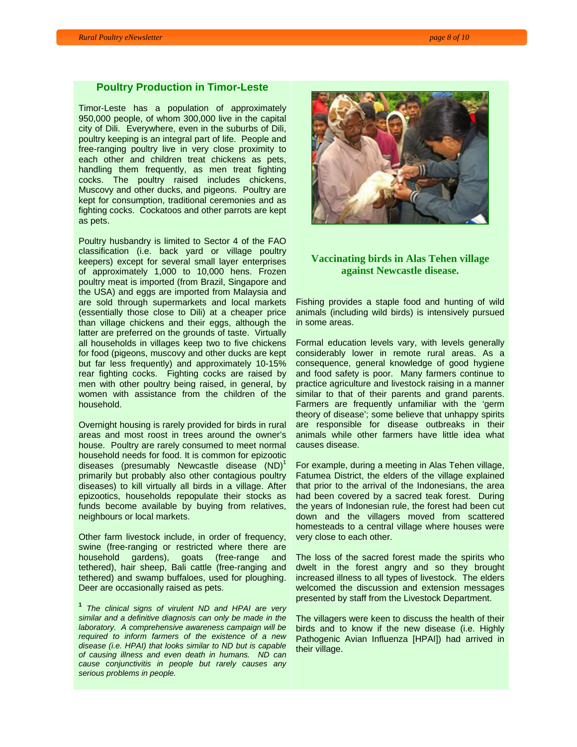## Poultry Production in Timor-Leste

Timor-Leste has a population of approximately 950,000 people, of whom 300,000 live in the capital city of Dili. Everywhere, even in the suburbs of Dili, poultry keeping is an integral part of life. People and free-ranging poultry live in very close proximity to each other and children treat chickens as pets, handling them frequently, as men treat fighting cocks. The poultry raised includes chickens, Muscovy and other ducks, and pigeons. Poultry are kept for consumption, traditional ceremonies and as fighting cocks. Cockatoos and other parrots are kept as pets.

Poultry husbandry is limited to Sector 4 of the FAO classification (i.e. back yard or village poultry keepers) except for several small layer enterprises of approximately 1,000 to 10,000 hens. Frozen poultry meat is imported (from Brazil, Singapore and the USA) and eggs are imported from Malaysia and are sold through supermarkets and local markets (essentially those close to Dili) at a cheaper price than village chickens and their eggs, although the latter are preferred on the grounds of taste. Virtually all households in villages keep two to five chickens for food (pigeons, muscovy and other ducks are kept but far less frequently) and approximately 10-15% rear fighting cocks. Fighting cocks are raised by men with other poultry being raised, in general, by women with assistance from the children of the household.

Overnight housing is rarely provided for birds in rural areas and most roost in trees around the owner's house. Poultry are rarely consumed to meet normal household needs for food. It is common for epizootic diseases (presumably Newcastle disease (ND)[1] primarily but probably also other contagious poultry diseases) to kill virtually all birds in a village. After epizootics, households repopulate their stocks as funds become available by buying from relatives, neighbours or local markets.

Other farm livestock include, in order of frequency, swine (free-ranging or restricted where there are household gardens), goats (free-range and tethered), hair sheep, Bali cattle (free-ranging and tethered) and swamp buffaloes, used for ploughing. Deer are occasionally raised as pets.

[1] *The clinical signs of virulent ND and HPAI are very similar and a definitive diagnosis can only be made in the laboratory. A comprehensive awareness campaign will be required to inform farmers of the existence of a new disease (i.e. HPAI) that looks similar to ND but is capable of causing illness and even death in humans. ND can cause conjunctivitis in people but rarely causes any serious problems in people.*

**Vaccinating birds in Alas Tehen village against Newcastle disease.**

Fishing provides a staple food and hunting of wild animals (including wild birds) is intensively pursued in some areas.

Formal education levels vary, with levels generally considerably lower in remote rural areas. As a consequence, general knowledge of good hygiene and food safety is poor. Many farmers continue to practice agriculture and livestock raising in a manner similar to that of their parents and grand parents. Farmers are frequently unfamiliar with the 'germ theory of disease'; some believe that unhappy spirits are responsible for disease outbreaks in their animals while other farmers have little idea what causes disease.

For example, during a meeting in Alas Tehen village, Fatumea District, the elders of the village explained that prior to the arrival of the Indonesians, the area had been covered by a sacred teak forest. During the years of Indonesian rule, the forest had been cut down and the villagers moved from scattered homesteads to a central village where houses were very close to each other.

The loss of the sacred forest made the spirits who dwelt in the forest angry and so they brought increased illness to all types of livestock. The elders welcomed the discussion and extension messages presented by staff from the Livestock Department.

The villagers were keen to discuss the health of their birds and to know if the new disease (i.e. Highly Pathogenic Avian Influenza [HPAI]) had arrived in their village.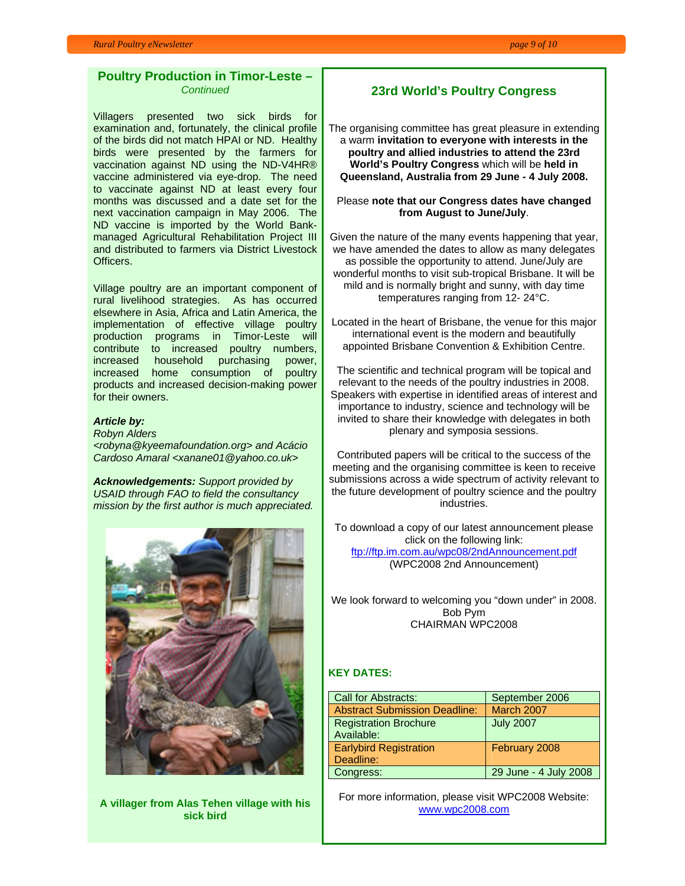## Poultry Production in Timor-Leste – *Continued*

Villagers presented two sick birds for examination and, fortunately, the clinical profile of the birds did not match HPAI or ND. Healthy birds were presented by the farmers for vaccination against ND using the ND-V4HR® vaccine administered via eye-drop. The need to vaccinate against ND at least every four months was discussed and a date set for the next vaccination campaign in May 2006. The ND vaccine is imported by the World Bank-managed Agricultural Rehabilitation Project III and distributed to farmers via District Livestock Officers.

Village poultry are an important component of rural livelihood strategies. As has occurred elsewhere in Asia, Africa and Latin America, the implementation of effective village poultry production programs in Timor-Leste will contribute to increased poultry numbers, increased household purchasing power, increased home consumption of poultry products and increased decision-making power for their owners.

***Article by:***
*Robyn Alders <robyna@kyeemafoundation.org> and Acácio Cardoso Amaral <xanane01@yahoo.co.uk>*

***Acknowledgements:*** *Support provided by USAID through FAO to field the consultancy mission by the first author is much appreciated.*

**A villager from Alas Tehen village with his sick bird**

## 23rd World's Poultry Congress

The organising committee has great pleasure in extending a warm **invitation to everyone with interests in the poultry and allied industries to attend the 23rd World's Poultry Congress** which will be **held in Queensland, Australia from 29 June - 4 July 2008.**

Please **note that our Congress dates have changed from August to June/July**.

Given the nature of the many events happening that year, we have amended the dates to allow as many delegates as possible the opportunity to attend. June/July are wonderful months to visit sub-tropical Brisbane. It will be mild and is normally bright and sunny, with day time temperatures ranging from 12- 24°C.

Located in the heart of Brisbane, the venue for this major international event is the modern and beautifully appointed Brisbane Convention & Exhibition Centre.

The scientific and technical program will be topical and relevant to the needs of the poultry industries in 2008. Speakers with expertise in identified areas of interest and importance to industry, science and technology will be invited to share their knowledge with delegates in both plenary and symposia sessions.

Contributed papers will be critical to the success of the meeting and the organising committee is keen to receive submissions across a wide spectrum of activity relevant to the future development of poultry science and the poultry industries.

To download a copy of our latest announcement please click on the following link:
ftp://ftp.im.com.au/wpc08/2ndAnnouncement.pdf
(WPC2008 2nd Announcement)

We look forward to welcoming you "down under" in 2008.
Bob Pym
CHAIRMAN WPC2008

**KEY DATES:**

| | |
|---|---|
| Call for Abstracts: | September 2006 |
| Abstract Submission Deadline: | March 2007 |
| Registration Brochure Available: | July 2007 |
| Earlybird Registration Deadline: | February 2008 |
| Congress: | 29 June - 4 July 2008 |

For more information, please visit WPC2008 Website: www.wpc2008.com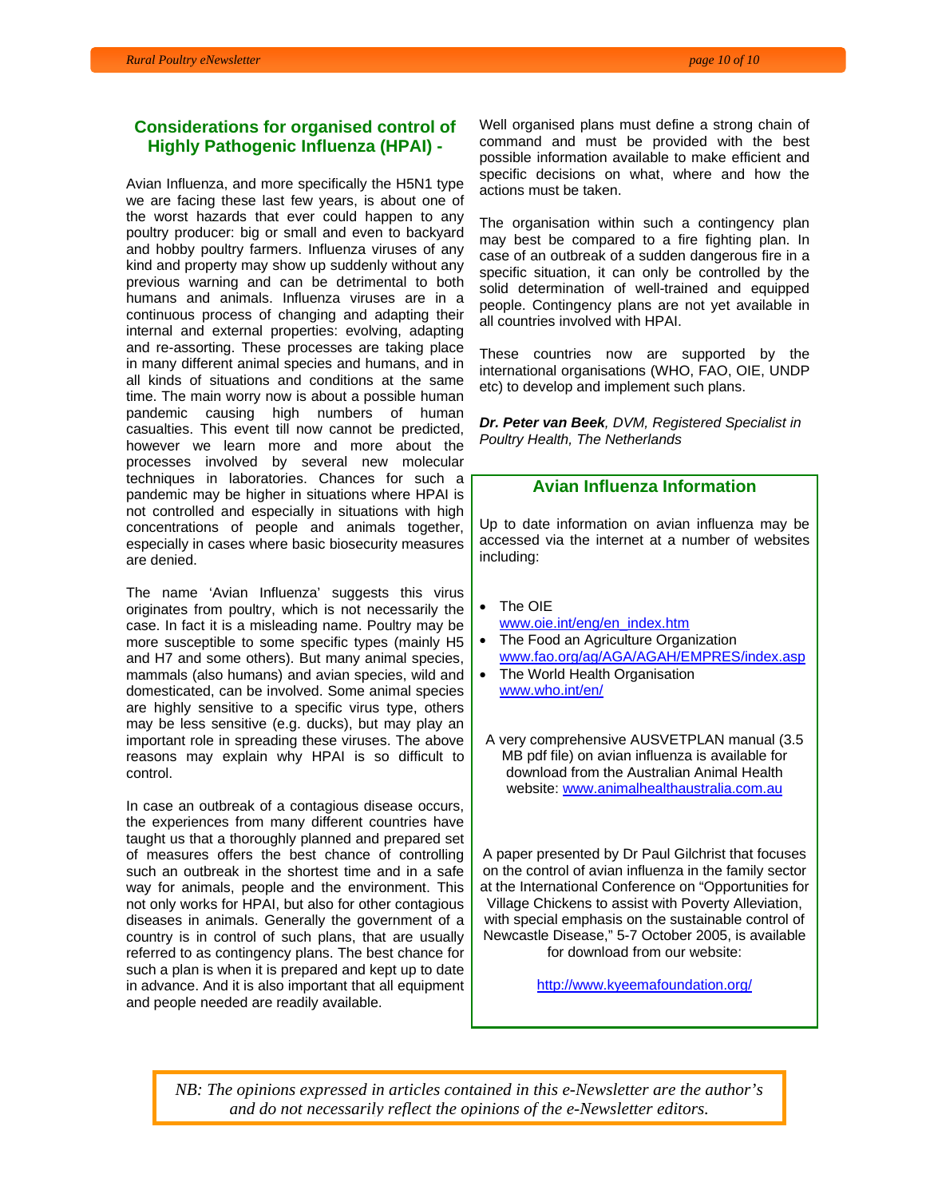## Considerations for organised control of Highly Pathogenic Influenza (HPAI) -

Avian Influenza, and more specifically the H5N1 type we are facing these last few years, is about one of the worst hazards that ever could happen to any poultry producer: big or small and even to backyard and hobby poultry farmers. Influenza viruses of any kind and property may show up suddenly without any previous warning and can be detrimental to both humans and animals. Influenza viruses are in a continuous process of changing and adapting their internal and external properties: evolving, adapting and re-assorting. These processes are taking place in many different animal species and humans, and in all kinds of situations and conditions at the same time. The main worry now is about a possible human pandemic causing high numbers of human casualties. This event till now cannot be predicted, however we learn more and more about the processes involved by several new molecular techniques in laboratories. Chances for such a pandemic may be higher in situations where HPAI is not controlled and especially in situations with high concentrations of people and animals together, especially in cases where basic biosecurity measures are denied.

The name 'Avian Influenza' suggests this virus originates from poultry, which is not necessarily the case. In fact it is a misleading name. Poultry may be more susceptible to some specific types (mainly H5 and H7 and some others). But many animal species, mammals (also humans) and avian species, wild and domesticated, can be involved. Some animal species are highly sensitive to a specific virus type, others may be less sensitive (e.g. ducks), but may play an important role in spreading these viruses. The above reasons may explain why HPAI is so difficult to control.

In case an outbreak of a contagious disease occurs, the experiences from many different countries have taught us that a thoroughly planned and prepared set of measures offers the best chance of controlling such an outbreak in the shortest time and in a safe way for animals, people and the environment. This not only works for HPAI, but also for other contagious diseases in animals. Generally the government of a country is in control of such plans, that are usually referred to as contingency plans. The best chance for such a plan is when it is prepared and kept up to date in advance. And it is also important that all equipment and people needed are readily available.

Well organised plans must define a strong chain of command and must be provided with the best possible information available to make efficient and specific decisions on what, where and how the actions must be taken.

The organisation within such a contingency plan may best be compared to a fire fighting plan. In case of an outbreak of a sudden dangerous fire in a specific situation, it can only be controlled by the solid determination of well-trained and equipped people. Contingency plans are not yet available in all countries involved with HPAI.

These countries now are supported by the international organisations (WHO, FAO, OIE, UNDP etc) to develop and implement such plans.

***Dr. Peter van Beek****, DVM, Registered Specialist in Poultry Health, The Netherlands*

### Avian Influenza Information

Up to date information on avian influenza may be accessed via the internet at a number of websites including:

- The OIE
  www.oie.int/eng/en_index.htm
- The Food an Agriculture Organization
  www.fao.org/ag/AGA/AGAH/EMPRES/index.asp
- The World Health Organisation
  www.who.int/en/

A very comprehensive AUSVETPLAN manual (3.5 MB pdf file) on avian influenza is available for download from the Australian Animal Health website: www.animalhealthaustralia.com.au

A paper presented by Dr Paul Gilchrist that focuses on the control of avian influenza in the family sector at the International Conference on "Opportunities for Village Chickens to assist with Poverty Alleviation, with special emphasis on the sustainable control of Newcastle Disease," 5-7 October 2005, is available for download from our website:

http://www.kyeemafoundation.org/

*NB: The opinions expressed in articles contained in this e-Newsletter are the author's and do not necessarily reflect the opinions of the e-Newsletter editors.*